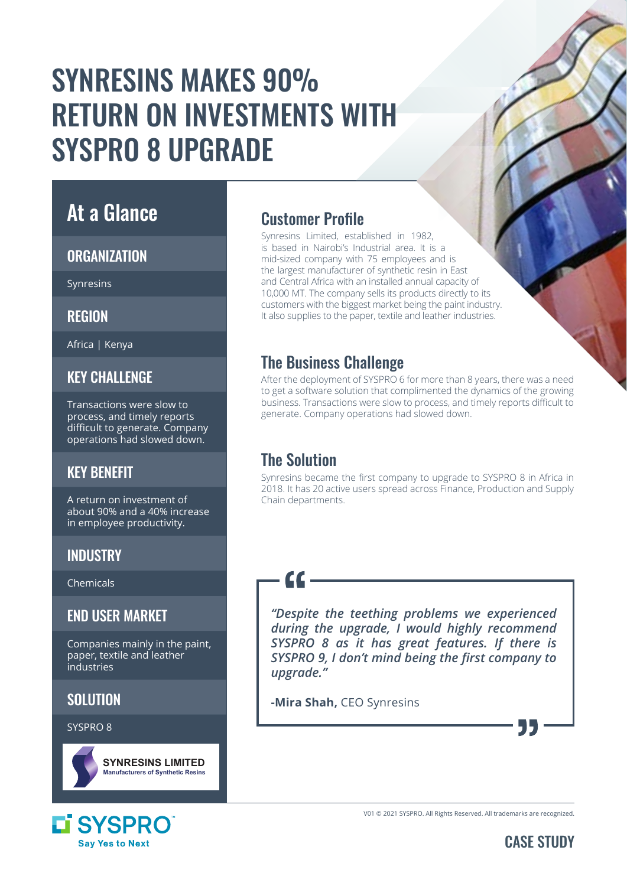# SYNRESINS MAKES 90% RETURN ON INVESTMENTS WITH SYSPRO 8 UPGRADE

## At a Glance

### ORGANIZATION

Synresins

### REGION

Africa | Kenya

### KEY CHALLENGE

Transactions were slow to process, and timely reports difficult to generate. Company operations had slowed down.

### KEY BENEFIT

A return on investment of about 90% and a 40% increase in employee productivity.

### INDUSTRY

Chemicals

### END USER MARKET

Companies mainly in the paint, paper, textile and leather industries

### SOLUTION

SYSPRO 8

SYNRESINS LIMITED
Manufacturers of Synthetic Resins

## Customer Profile

Synresins Limited, established in 1982, is based in Nairobi's Industrial area. It is a mid-sized company with 75 employees and is the largest manufacturer of synthetic resin in East and Central Africa with an installed annual capacity of 10,000 MT. The company sells its products directly to its customers with the biggest market being the paint industry. It also supplies to the paper, textile and leather industries.

## The Business Challenge

After the deployment of SYSPRO 6 for more than 8 years, there was a need to get a software solution that complimented the dynamics of the growing business. Transactions were slow to process, and timely reports difficult to generate. Company operations had slowed down.

## The Solution

Synresins became the first company to upgrade to SYSPRO 8 in Africa in 2018. It has 20 active users spread across Finance, Production and Supply Chain departments.

> *"Despite the teething problems we experienced during the upgrade, I would highly recommend SYSPRO 8 as it has great features. If there is SYSPRO 9, I don't mind being the first company to upgrade."*
>
> **-Mira Shah,** CEO Synresins

V01 © 2021 SYSPRO. All Rights Reserved. All trademarks are recognized.

SYSPRO Say Yes to Next

CASE STUDY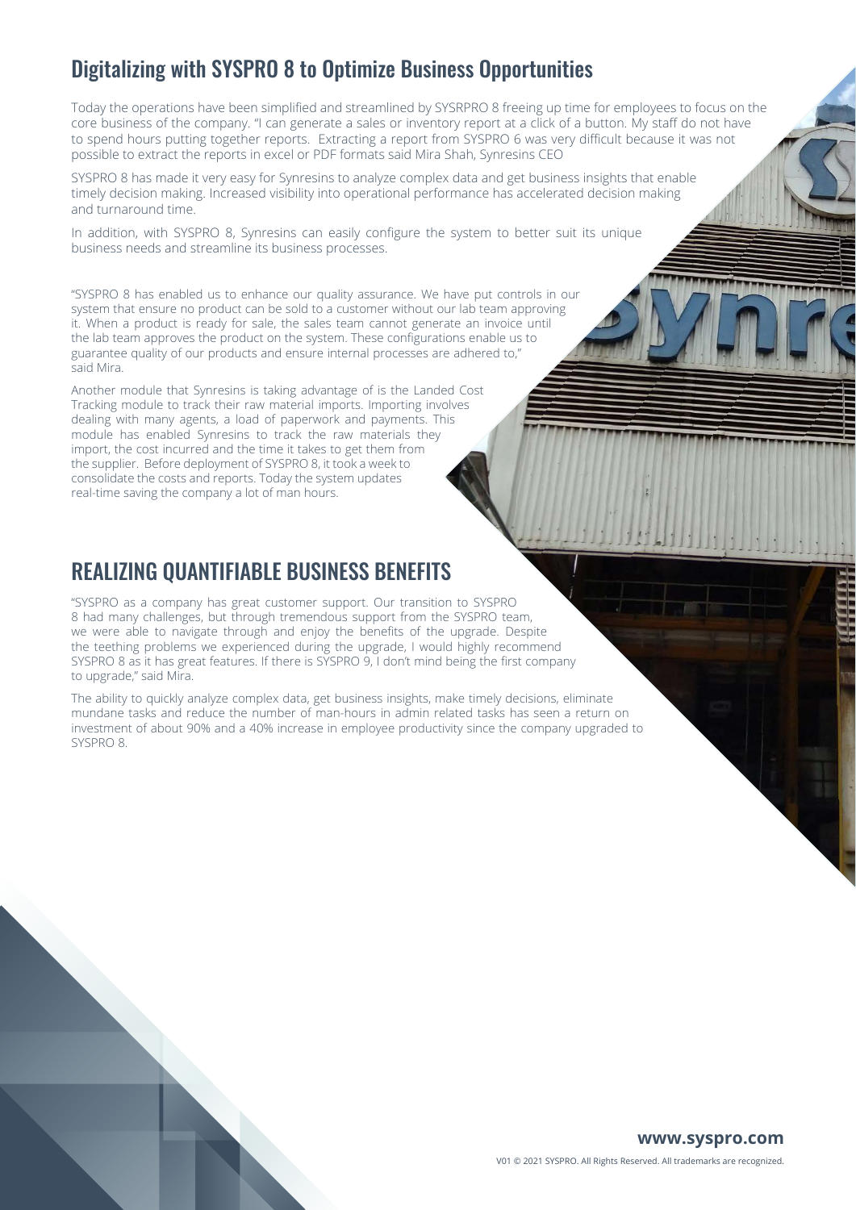## Digitalizing with SYSPRO 8 to Optimize Business Opportunities

Today the operations have been simplified and streamlined by SYSRPRO 8 freeing up time for employees to focus on the core business of the company. "I can generate a sales or inventory report at a click of a button. My staff do not have to spend hours putting together reports. Extracting a report from SYSPRO 6 was very difficult because it was not possible to extract the reports in excel or PDF formats said Mira Shah, Synresins CEO

SYSPRO 8 has made it very easy for Synresins to analyze complex data and get business insights that enable timely decision making. Increased visibility into operational performance has accelerated decision making and turnaround time.

In addition, with SYSPRO 8, Synresins can easily configure the system to better suit its unique business needs and streamline its business processes.

"SYSPRO 8 has enabled us to enhance our quality assurance. We have put controls in our system that ensure no product can be sold to a customer without our lab team approving it. When a product is ready for sale, the sales team cannot generate an invoice until the lab team approves the product on the system. These configurations enable us to guarantee quality of our products and ensure internal processes are adhered to," said Mira.

Another module that Synresins is taking advantage of is the Landed Cost Tracking module to track their raw material imports. Importing involves dealing with many agents, a load of paperwork and payments. This module has enabled Synresins to track the raw materials they import, the cost incurred and the time it takes to get them from the supplier. Before deployment of SYSPRO 8, it took a week to consolidate the costs and reports. Today the system updates real-time saving the company a lot of man hours.

## REALIZING QUANTIFIABLE BUSINESS BENEFITS

"SYSPRO as a company has great customer support. Our transition to SYSPRO 8 had many challenges, but through tremendous support from the SYSPRO team, we were able to navigate through and enjoy the benefits of the upgrade. Despite the teething problems we experienced during the upgrade, I would highly recommend SYSPRO 8 as it has great features. If there is SYSPRO 9, I don't mind being the first company to upgrade," said Mira.

The ability to quickly analyze complex data, get business insights, make timely decisions, eliminate mundane tasks and reduce the number of man-hours in admin related tasks has seen a return on investment of about 90% and a 40% increase in employee productivity since the company upgraded to SYSPRO 8.

**www.syspro.com**

V01 © 2021 SYSPRO. All Rights Reserved. All trademarks are recognized.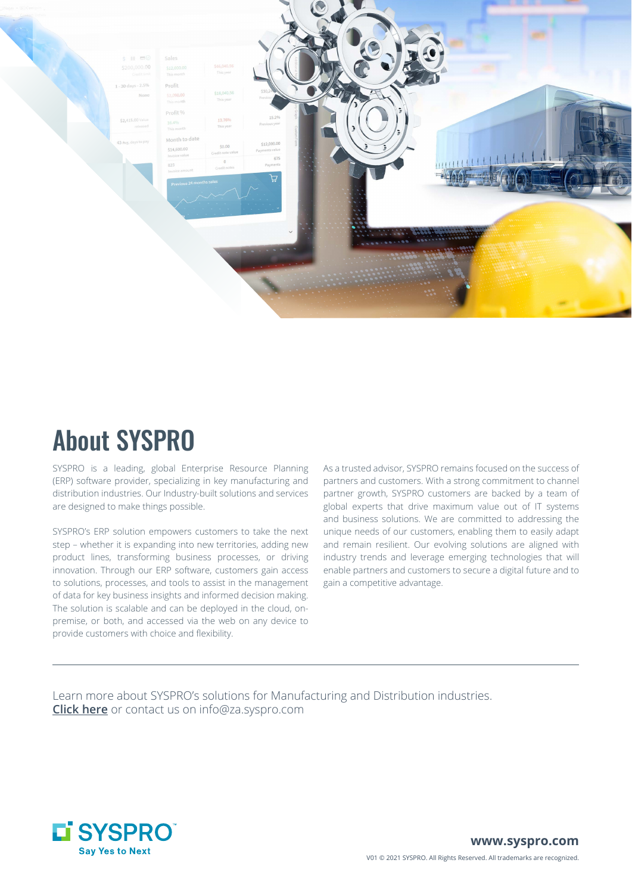# About SYSPRO

SYSPRO is a leading, global Enterprise Resource Planning (ERP) software provider, specializing in key manufacturing and distribution industries. Our Industry-built solutions and services are designed to make things possible.

SYSPRO's ERP solution empowers customers to take the next step – whether it is expanding into new territories, adding new product lines, transforming business processes, or driving innovation. Through our ERP software, customers gain access to solutions, processes, and tools to assist in the management of data for key business insights and informed decision making. The solution is scalable and can be deployed in the cloud, on-premise, or both, and accessed via the web on any device to provide customers with choice and flexibility.

As a trusted advisor, SYSPRO remains focused on the success of partners and customers. With a strong commitment to channel partner growth, SYSPRO customers are backed by a team of global experts that drive maximum value out of IT systems and business solutions. We are committed to addressing the unique needs of our customers, enabling them to easily adapt and remain resilient. Our evolving solutions are aligned with industry trends and leverage emerging technologies that will enable partners and customers to secure a digital future and to gain a competitive advantage.

---

Learn more about SYSPRO's solutions for Manufacturing and Distribution industries.
**Click here** or contact us on info@za.syspro.com

SYSPRO
Say Yes to Next

**www.syspro.com**

V01 © 2021 SYSPRO. All Rights Reserved. All trademarks are recognized.